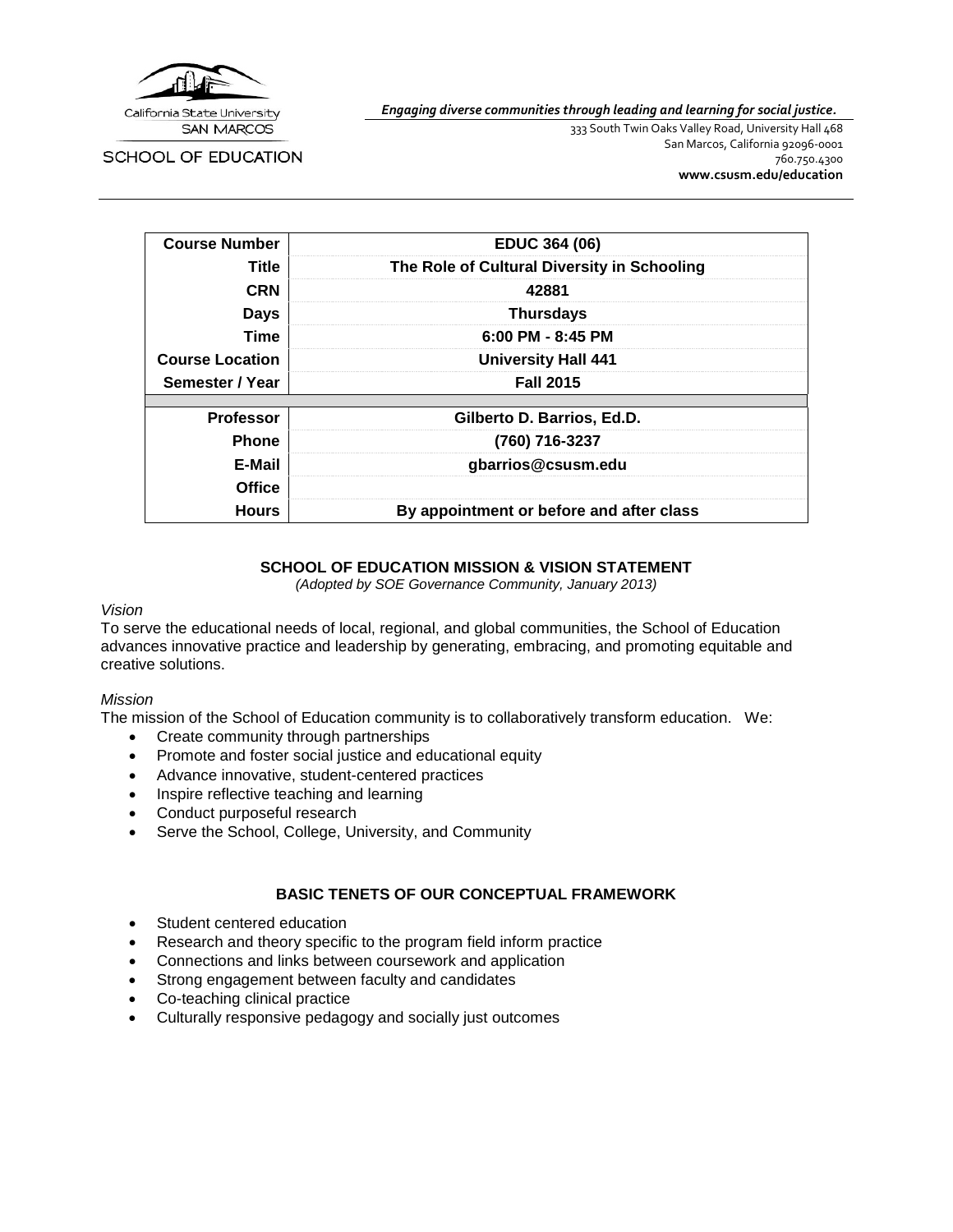California State University
SAN MARCOS

SCHOOL OF EDUCATION

*Engaging diverse communities through leading and learning for social justice.*

333 South Twin Oaks Valley Road, University Hall 468
San Marcos, California 92096-0001
760.750.4300
**www.csusm.edu/education**

| **Course Number** | **EDUC 364 (06)** |
|---|---|
| **Title** | **The Role of Cultural Diversity in Schooling** |
| **CRN** | **42881** |
| **Days** | **Thursdays** |
| **Time** | **6:00 PM - 8:45 PM** |
| **Course Location** | **University Hall 441** |
| **Semester / Year** | **Fall 2015** |
| | |
| **Professor** | **Gilberto D. Barrios, Ed.D.** |
| **Phone** | **(760) 716-3237** |
| **E-Mail** | **gbarrios@csusm.edu** |
| **Office** | |
| **Hours** | **By appointment or before and after class** |

## SCHOOL OF EDUCATION MISSION & VISION STATEMENT

*(Adopted by SOE Governance Community, January 2013)*

*Vision*

To serve the educational needs of local, regional, and global communities, the School of Education advances innovative practice and leadership by generating, embracing, and promoting equitable and creative solutions.

*Mission*

The mission of the School of Education community is to collaboratively transform education. We:

- Create community through partnerships
- Promote and foster social justice and educational equity
- Advance innovative, student-centered practices
- Inspire reflective teaching and learning
- Conduct purposeful research
- Serve the School, College, University, and Community

## BASIC TENETS OF OUR CONCEPTUAL FRAMEWORK

- Student centered education
- Research and theory specific to the program field inform practice
- Connections and links between coursework and application
- Strong engagement between faculty and candidates
- Co-teaching clinical practice
- Culturally responsive pedagogy and socially just outcomes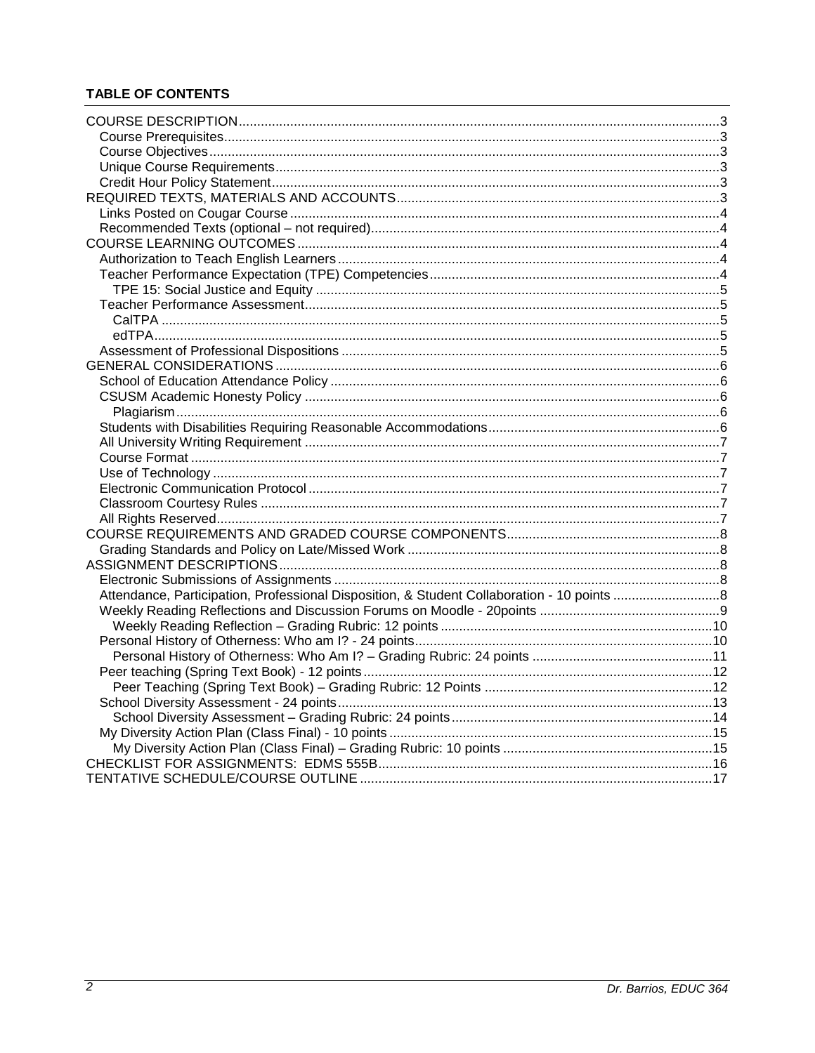**TABLE OF CONTENTS**

COURSE DESCRIPTION ..... 3
- Course Prerequisites ..... 3
- Course Objectives ..... 3
- Unique Course Requirements ..... 3
- Credit Hour Policy Statement ..... 3

REQUIRED TEXTS, MATERIALS AND ACCOUNTS ..... 3
- Links Posted on Cougar Course ..... 4
- Recommended Texts (optional – not required) ..... 4

COURSE LEARNING OUTCOMES ..... 4
- Authorization to Teach English Learners ..... 4
- Teacher Performance Expectation (TPE) Competencies ..... 4
  - TPE 15: Social Justice and Equity ..... 5
- Teacher Performance Assessment ..... 5
  - CalTPA ..... 5
  - edTPA ..... 5
- Assessment of Professional Dispositions ..... 5

GENERAL CONSIDERATIONS ..... 6
- School of Education Attendance Policy ..... 6
- CSUSM Academic Honesty Policy ..... 6
  - Plagiarism ..... 6
- Students with Disabilities Requiring Reasonable Accommodations ..... 6
- All University Writing Requirement ..... 7
- Course Format ..... 7
- Use of Technology ..... 7
- Electronic Communication Protocol ..... 7
- Classroom Courtesy Rules ..... 7
- All Rights Reserved ..... 7

COURSE REQUIREMENTS AND GRADED COURSE COMPONENTS ..... 8
- Grading Standards and Policy on Late/Missed Work ..... 8

ASSIGNMENT DESCRIPTIONS ..... 8
- Electronic Submissions of Assignments ..... 8
- Attendance, Participation, Professional Disposition, & Student Collaboration - 10 points ..... 8
- Weekly Reading Reflections and Discussion Forums on Moodle - 20points ..... 9
  - Weekly Reading Reflection – Grading Rubric: 12 points ..... 10
- Personal History of Otherness: Who am I? - 24 points ..... 10
  - Personal History of Otherness: Who Am I? – Grading Rubric: 24 points ..... 11
- Peer teaching (Spring Text Book) - 12 points ..... 12
  - Peer Teaching (Spring Text Book) – Grading Rubric: 12 Points ..... 12
- School Diversity Assessment - 24 points ..... 13
  - School Diversity Assessment – Grading Rubric: 24 points ..... 14
- My Diversity Action Plan (Class Final) - 10 points ..... 15
  - My Diversity Action Plan (Class Final) – Grading Rubric: 10 points ..... 15

CHECKLIST FOR ASSIGNMENTS: EDMS 555B ..... 16

TENTATIVE SCHEDULE/COURSE OUTLINE ..... 17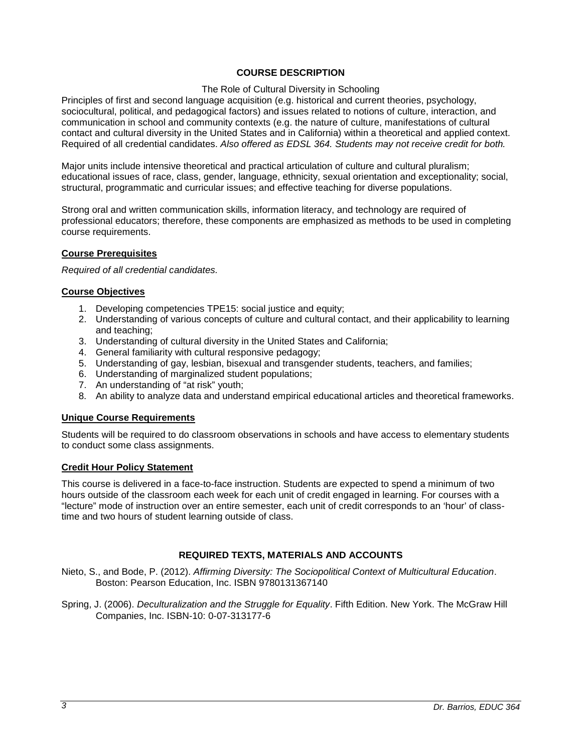## COURSE DESCRIPTION

The Role of Cultural Diversity in Schooling

Principles of first and second language acquisition (e.g. historical and current theories, psychology, sociocultural, political, and pedagogical factors) and issues related to notions of culture, interaction, and communication in school and community contexts (e.g. the nature of culture, manifestations of cultural contact and cultural diversity in the United States and in California) within a theoretical and applied context. Required of all credential candidates. *Also offered as EDSL 364. Students may not receive credit for both.*

Major units include intensive theoretical and practical articulation of culture and cultural pluralism; educational issues of race, class, gender, language, ethnicity, sexual orientation and exceptionality; social, structural, programmatic and curricular issues; and effective teaching for diverse populations.

Strong oral and written communication skills, information literacy, and technology are required of professional educators; therefore, these components are emphasized as methods to be used in completing course requirements.

### Course Prerequisites

*Required of all credential candidates.*

### Course Objectives

1. Developing competencies TPE15: social justice and equity;
2. Understanding of various concepts of culture and cultural contact, and their applicability to learning and teaching;
3. Understanding of cultural diversity in the United States and California;
4. General familiarity with cultural responsive pedagogy;
5. Understanding of gay, lesbian, bisexual and transgender students, teachers, and families;
6. Understanding of marginalized student populations;
7. An understanding of "at risk" youth;
8. An ability to analyze data and understand empirical educational articles and theoretical frameworks.

### Unique Course Requirements

Students will be required to do classroom observations in schools and have access to elementary students to conduct some class assignments.

### Credit Hour Policy Statement

This course is delivered in a face-to-face instruction. Students are expected to spend a minimum of two hours outside of the classroom each week for each unit of credit engaged in learning. For courses with a "lecture" mode of instruction over an entire semester, each unit of credit corresponds to an 'hour' of class-time and two hours of student learning outside of class.

## REQUIRED TEXTS, MATERIALS AND ACCOUNTS

Nieto, S., and Bode, P. (2012). *Affirming Diversity: The Sociopolitical Context of Multicultural Education*. Boston: Pearson Education, Inc. ISBN 9780131367140

Spring, J. (2006). *Deculturalization and the Struggle for Equality*. Fifth Edition. New York. The McGraw Hill Companies, Inc. ISBN-10: 0-07-313177-6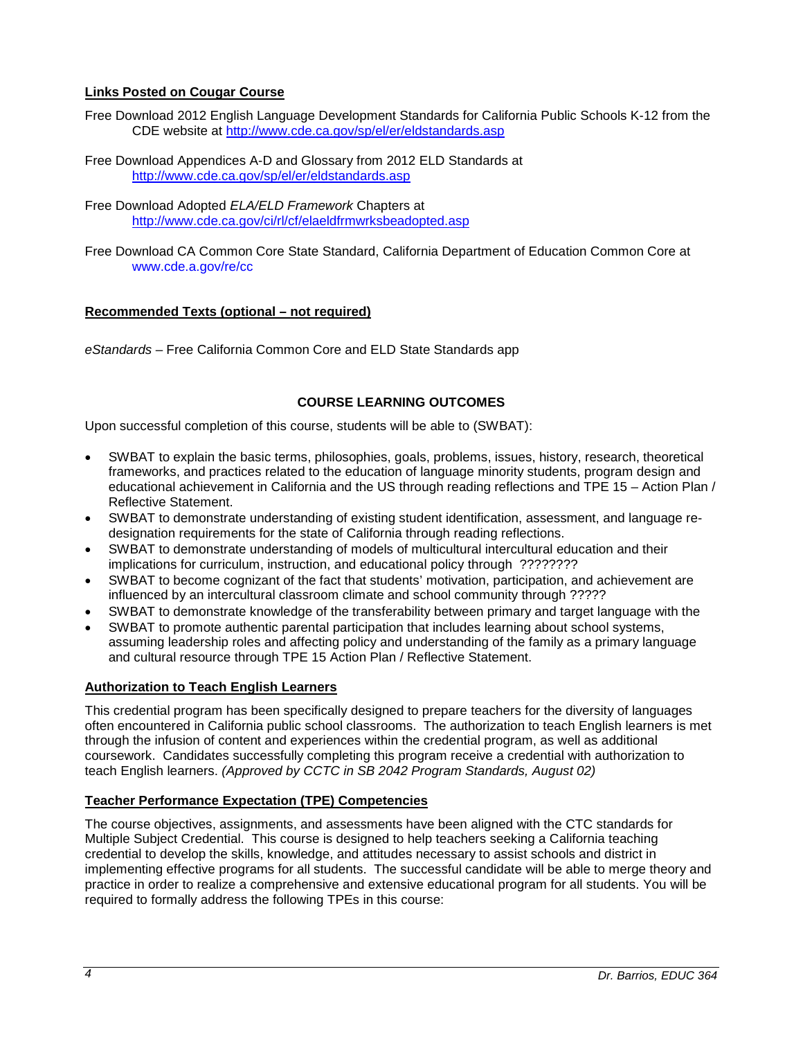**Links Posted on Cougar Course**

Free Download 2012 English Language Development Standards for California Public Schools K-12 from the CDE website at http://www.cde.ca.gov/sp/el/er/eldstandards.asp

Free Download Appendices A-D and Glossary from 2012 ELD Standards at http://www.cde.ca.gov/sp/el/er/eldstandards.asp

Free Download Adopted *ELA/ELD Framework* Chapters at http://www.cde.ca.gov/ci/rl/cf/elaeldfrmwrksbeadopted.asp

Free Download CA Common Core State Standard, California Department of Education Common Core at www.cde.a.gov/re/cc

**Recommended Texts (optional – not required)**

*eStandards* – Free California Common Core and ELD State Standards app

## COURSE LEARNING OUTCOMES

Upon successful completion of this course, students will be able to (SWBAT):

- SWBAT to explain the basic terms, philosophies, goals, problems, issues, history, research, theoretical frameworks, and practices related to the education of language minority students, program design and educational achievement in California and the US through reading reflections and TPE 15 – Action Plan / Reflective Statement.
- SWBAT to demonstrate understanding of existing student identification, assessment, and language re-designation requirements for the state of California through reading reflections.
- SWBAT to demonstrate understanding of models of multicultural intercultural education and their implications for curriculum, instruction, and educational policy through ????????
- SWBAT to become cognizant of the fact that students' motivation, participation, and achievement are influenced by an intercultural classroom climate and school community through ?????
- SWBAT to demonstrate knowledge of the transferability between primary and target language with the
- SWBAT to promote authentic parental participation that includes learning about school systems, assuming leadership roles and affecting policy and understanding of the family as a primary language and cultural resource through TPE 15 Action Plan / Reflective Statement.

**Authorization to Teach English Learners**

This credential program has been specifically designed to prepare teachers for the diversity of languages often encountered in California public school classrooms. The authorization to teach English learners is met through the infusion of content and experiences within the credential program, as well as additional coursework. Candidates successfully completing this program receive a credential with authorization to teach English learners. *(Approved by CCTC in SB 2042 Program Standards, August 02)*

**Teacher Performance Expectation (TPE) Competencies**

The course objectives, assignments, and assessments have been aligned with the CTC standards for Multiple Subject Credential. This course is designed to help teachers seeking a California teaching credential to develop the skills, knowledge, and attitudes necessary to assist schools and district in implementing effective programs for all students. The successful candidate will be able to merge theory and practice in order to realize a comprehensive and extensive educational program for all students. You will be required to formally address the following TPEs in this course: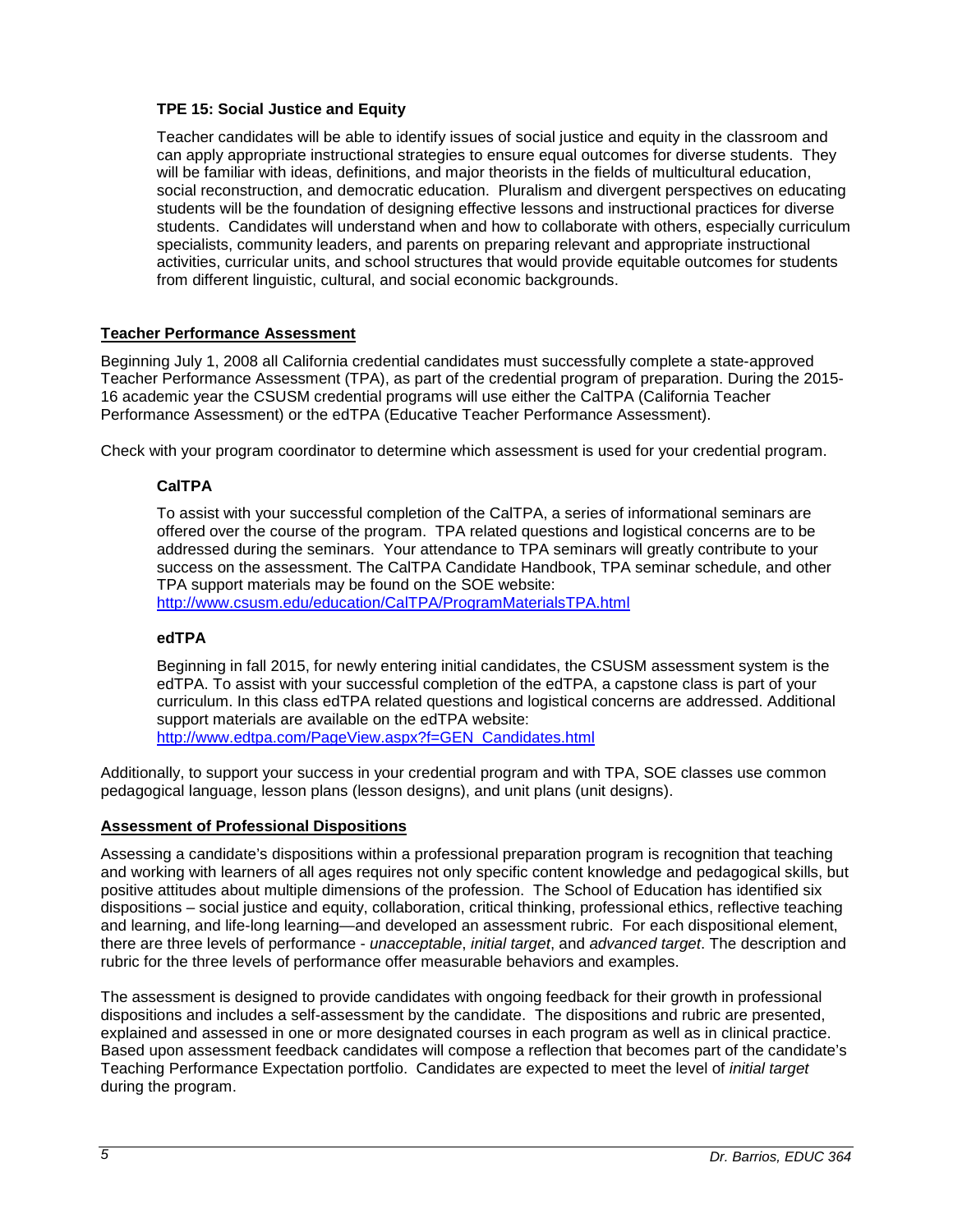### TPE 15: Social Justice and Equity

Teacher candidates will be able to identify issues of social justice and equity in the classroom and can apply appropriate instructional strategies to ensure equal outcomes for diverse students. They will be familiar with ideas, definitions, and major theorists in the fields of multicultural education, social reconstruction, and democratic education. Pluralism and divergent perspectives on educating students will be the foundation of designing effective lessons and instructional practices for diverse students. Candidates will understand when and how to collaborate with others, especially curriculum specialists, community leaders, and parents on preparing relevant and appropriate instructional activities, curricular units, and school structures that would provide equitable outcomes for students from different linguistic, cultural, and social economic backgrounds.

## Teacher Performance Assessment

Beginning July 1, 2008 all California credential candidates must successfully complete a state-approved Teacher Performance Assessment (TPA), as part of the credential program of preparation. During the 2015-16 academic year the CSUSM credential programs will use either the CalTPA (California Teacher Performance Assessment) or the edTPA (Educative Teacher Performance Assessment).

Check with your program coordinator to determine which assessment is used for your credential program.

### CalTPA

To assist with your successful completion of the CalTPA, a series of informational seminars are offered over the course of the program. TPA related questions and logistical concerns are to be addressed during the seminars. Your attendance to TPA seminars will greatly contribute to your success on the assessment. The CalTPA Candidate Handbook, TPA seminar schedule, and other TPA support materials may be found on the SOE website:
http://www.csusm.edu/education/CalTPA/ProgramMaterialsTPA.html

### edTPA

Beginning in fall 2015, for newly entering initial candidates, the CSUSM assessment system is the edTPA. To assist with your successful completion of the edTPA, a capstone class is part of your curriculum. In this class edTPA related questions and logistical concerns are addressed. Additional support materials are available on the edTPA website:
http://www.edtpa.com/PageView.aspx?f=GEN_Candidates.html

Additionally, to support your success in your credential program and with TPA, SOE classes use common pedagogical language, lesson plans (lesson designs), and unit plans (unit designs).

## Assessment of Professional Dispositions

Assessing a candidate's dispositions within a professional preparation program is recognition that teaching and working with learners of all ages requires not only specific content knowledge and pedagogical skills, but positive attitudes about multiple dimensions of the profession. The School of Education has identified six dispositions – social justice and equity, collaboration, critical thinking, professional ethics, reflective teaching and learning, and life-long learning—and developed an assessment rubric. For each dispositional element, there are three levels of performance - *unacceptable*, *initial target*, and *advanced target*. The description and rubric for the three levels of performance offer measurable behaviors and examples.

The assessment is designed to provide candidates with ongoing feedback for their growth in professional dispositions and includes a self-assessment by the candidate. The dispositions and rubric are presented, explained and assessed in one or more designated courses in each program as well as in clinical practice. Based upon assessment feedback candidates will compose a reflection that becomes part of the candidate's Teaching Performance Expectation portfolio. Candidates are expected to meet the level of *initial target* during the program.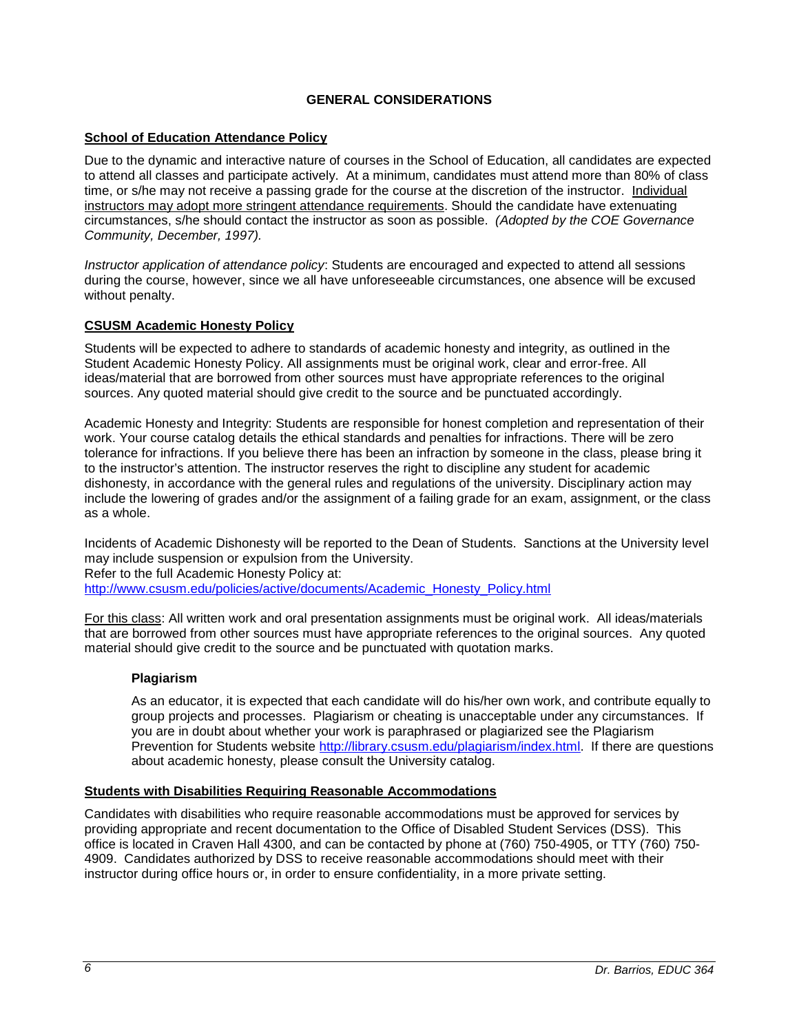## GENERAL CONSIDERATIONS

### School of Education Attendance Policy

Due to the dynamic and interactive nature of courses in the School of Education, all candidates are expected to attend all classes and participate actively. At a minimum, candidates must attend more than 80% of class time, or s/he may not receive a passing grade for the course at the discretion of the instructor. Individual instructors may adopt more stringent attendance requirements. Should the candidate have extenuating circumstances, s/he should contact the instructor as soon as possible. *(Adopted by the COE Governance Community, December, 1997).*

*Instructor application of attendance policy*: Students are encouraged and expected to attend all sessions during the course, however, since we all have unforeseeable circumstances, one absence will be excused without penalty.

### CSUSM Academic Honesty Policy

Students will be expected to adhere to standards of academic honesty and integrity, as outlined in the Student Academic Honesty Policy. All assignments must be original work, clear and error-free. All ideas/material that are borrowed from other sources must have appropriate references to the original sources. Any quoted material should give credit to the source and be punctuated accordingly.

Academic Honesty and Integrity: Students are responsible for honest completion and representation of their work. Your course catalog details the ethical standards and penalties for infractions. There will be zero tolerance for infractions. If you believe there has been an infraction by someone in the class, please bring it to the instructor's attention. The instructor reserves the right to discipline any student for academic dishonesty, in accordance with the general rules and regulations of the university. Disciplinary action may include the lowering of grades and/or the assignment of a failing grade for an exam, assignment, or the class as a whole.

Incidents of Academic Dishonesty will be reported to the Dean of Students. Sanctions at the University level may include suspension or expulsion from the University.
Refer to the full Academic Honesty Policy at:
http://www.csusm.edu/policies/active/documents/Academic_Honesty_Policy.html

For this class: All written work and oral presentation assignments must be original work. All ideas/materials that are borrowed from other sources must have appropriate references to the original sources. Any quoted material should give credit to the source and be punctuated with quotation marks.

#### Plagiarism

As an educator, it is expected that each candidate will do his/her own work, and contribute equally to group projects and processes. Plagiarism or cheating is unacceptable under any circumstances. If you are in doubt about whether your work is paraphrased or plagiarized see the Plagiarism Prevention for Students website http://library.csusm.edu/plagiarism/index.html. If there are questions about academic honesty, please consult the University catalog.

### Students with Disabilities Requiring Reasonable Accommodations

Candidates with disabilities who require reasonable accommodations must be approved for services by providing appropriate and recent documentation to the Office of Disabled Student Services (DSS). This office is located in Craven Hall 4300, and can be contacted by phone at (760) 750-4905, or TTY (760) 750-4909. Candidates authorized by DSS to receive reasonable accommodations should meet with their instructor during office hours or, in order to ensure confidentiality, in a more private setting.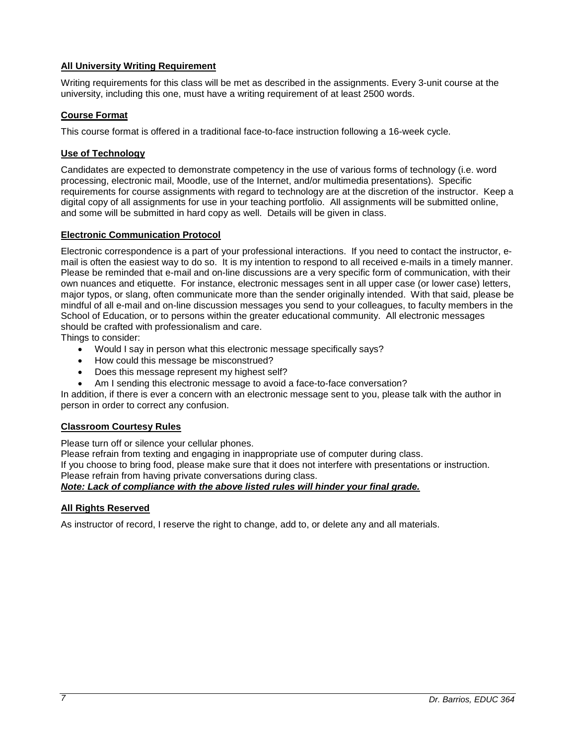**All University Writing Requirement**

Writing requirements for this class will be met as described in the assignments. Every 3-unit course at the university, including this one, must have a writing requirement of at least 2500 words.

**Course Format**

This course format is offered in a traditional face-to-face instruction following a 16-week cycle.

**Use of Technology**

Candidates are expected to demonstrate competency in the use of various forms of technology (i.e. word processing, electronic mail, Moodle, use of the Internet, and/or multimedia presentations). Specific requirements for course assignments with regard to technology are at the discretion of the instructor. Keep a digital copy of all assignments for use in your teaching portfolio. All assignments will be submitted online, and some will be submitted in hard copy as well. Details will be given in class.

**Electronic Communication Protocol**

Electronic correspondence is a part of your professional interactions. If you need to contact the instructor, e-mail is often the easiest way to do so. It is my intention to respond to all received e-mails in a timely manner. Please be reminded that e-mail and on-line discussions are a very specific form of communication, with their own nuances and etiquette. For instance, electronic messages sent in all upper case (or lower case) letters, major typos, or slang, often communicate more than the sender originally intended. With that said, please be mindful of all e-mail and on-line discussion messages you send to your colleagues, to faculty members in the School of Education, or to persons within the greater educational community. All electronic messages should be crafted with professionalism and care.

Things to consider:

- Would I say in person what this electronic message specifically says?
- How could this message be misconstrued?
- Does this message represent my highest self?
- Am I sending this electronic message to avoid a face-to-face conversation?

In addition, if there is ever a concern with an electronic message sent to you, please talk with the author in person in order to correct any confusion.

**Classroom Courtesy Rules**

Please turn off or silence your cellular phones.
Please refrain from texting and engaging in inappropriate use of computer during class.
If you choose to bring food, please make sure that it does not interfere with presentations or instruction.
Please refrain from having private conversations during class.

***Note: Lack of compliance with the above listed rules will hinder your final grade.***

**All Rights Reserved**

As instructor of record, I reserve the right to change, add to, or delete any and all materials.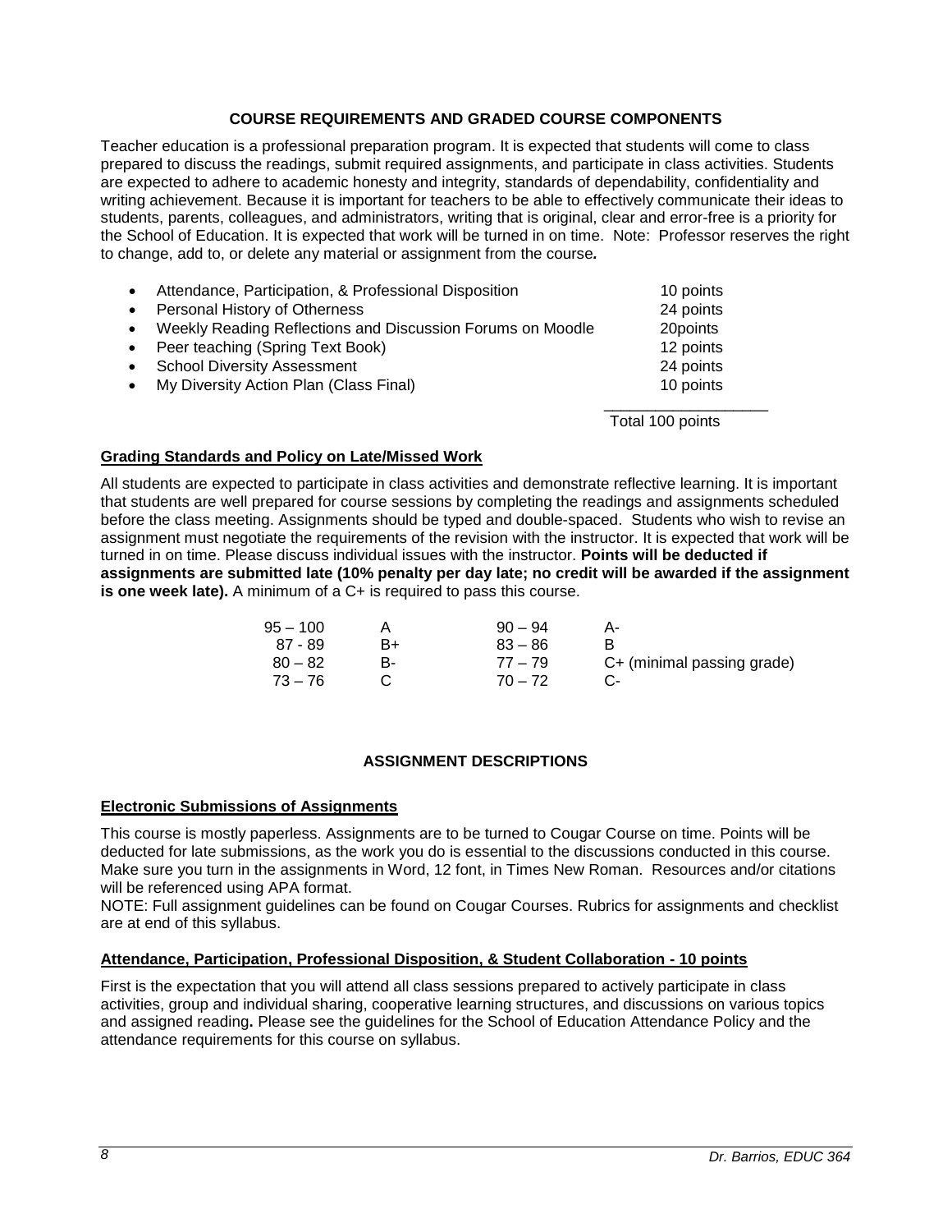## COURSE REQUIREMENTS AND GRADED COURSE COMPONENTS

Teacher education is a professional preparation program. It is expected that students will come to class prepared to discuss the readings, submit required assignments, and participate in class activities. Students are expected to adhere to academic honesty and integrity, standards of dependability, confidentiality and writing achievement. Because it is important for teachers to be able to effectively communicate their ideas to students, parents, colleagues, and administrators, writing that is original, clear and error-free is a priority for the School of Education. It is expected that work will be turned in on time. Note: Professor reserves the right to change, add to, or delete any material or assignment from the course*.*

| Component | Points |
|---|---|
| Attendance, Participation, & Professional Disposition | 10 points |
| Personal History of Otherness | 24 points |
| Weekly Reading Reflections and Discussion Forums on Moodle | 20points |
| Peer teaching (Spring Text Book) | 12 points |
| School Diversity Assessment | 24 points |
| My Diversity Action Plan (Class Final) | 10 points |
| | Total 100 points |

### Grading Standards and Policy on Late/Missed Work

All students are expected to participate in class activities and demonstrate reflective learning. It is important that students are well prepared for course sessions by completing the readings and assignments scheduled before the class meeting. Assignments should be typed and double-spaced. Students who wish to revise an assignment must negotiate the requirements of the revision with the instructor. It is expected that work will be turned in on time. Please discuss individual issues with the instructor. **Points will be deducted if assignments are submitted late (10% penalty per day late; no credit will be awarded if the assignment is one week late).** A minimum of a C+ is required to pass this course.

| | | | |
|---|---|---|---|
| 95 – 100 | A | 90 – 94 | A- |
| 87 - 89 | B+ | 83 – 86 | B |
| 80 – 82 | B- | 77 – 79 | C+ (minimal passing grade) |
| 73 – 76 | C | 70 – 72 | C- |

## ASSIGNMENT DESCRIPTIONS

### Electronic Submissions of Assignments

This course is mostly paperless. Assignments are to be turned to Cougar Course on time. Points will be deducted for late submissions, as the work you do is essential to the discussions conducted in this course. Make sure you turn in the assignments in Word, 12 font, in Times New Roman. Resources and/or citations will be referenced using APA format.

NOTE: Full assignment guidelines can be found on Cougar Courses. Rubrics for assignments and checklist are at end of this syllabus.

### Attendance, Participation, Professional Disposition, & Student Collaboration - 10 points

First is the expectation that you will attend all class sessions prepared to actively participate in class activities, group and individual sharing, cooperative learning structures, and discussions on various topics and assigned reading**.** Please see the guidelines for the School of Education Attendance Policy and the attendance requirements for this course on syllabus.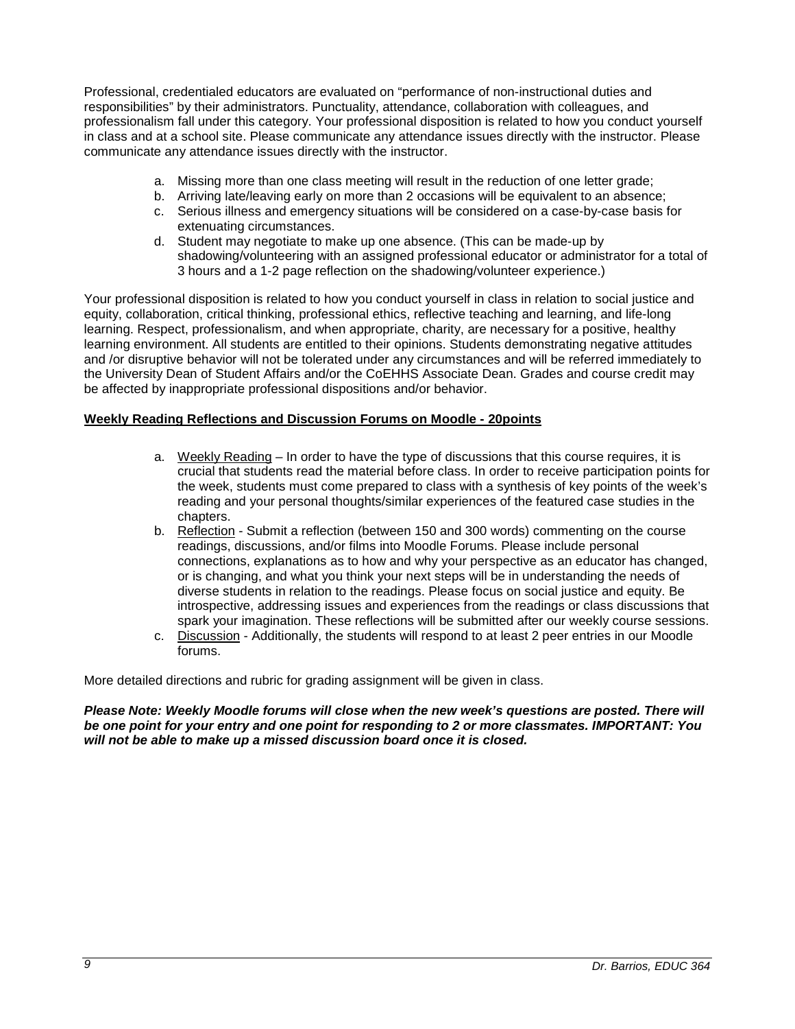Professional, credentialed educators are evaluated on "performance of non-instructional duties and responsibilities" by their administrators. Punctuality, attendance, collaboration with colleagues, and professionalism fall under this category. Your professional disposition is related to how you conduct yourself in class and at a school site. Please communicate any attendance issues directly with the instructor. Please communicate any attendance issues directly with the instructor.

a. Missing more than one class meeting will result in the reduction of one letter grade;
b. Arriving late/leaving early on more than 2 occasions will be equivalent to an absence;
c. Serious illness and emergency situations will be considered on a case-by-case basis for extenuating circumstances.
d. Student may negotiate to make up one absence. (This can be made-up by shadowing/volunteering with an assigned professional educator or administrator for a total of 3 hours and a 1-2 page reflection on the shadowing/volunteer experience.)

Your professional disposition is related to how you conduct yourself in class in relation to social justice and equity, collaboration, critical thinking, professional ethics, reflective teaching and learning, and life-long learning. Respect, professionalism, and when appropriate, charity, are necessary for a positive, healthy learning environment. All students are entitled to their opinions. Students demonstrating negative attitudes and /or disruptive behavior will not be tolerated under any circumstances and will be referred immediately to the University Dean of Student Affairs and/or the CoEHHS Associate Dean. Grades and course credit may be affected by inappropriate professional dispositions and/or behavior.

**Weekly Reading Reflections and Discussion Forums on Moodle - 20points**

a. Weekly Reading – In order to have the type of discussions that this course requires, it is crucial that students read the material before class. In order to receive participation points for the week, students must come prepared to class with a synthesis of key points of the week's reading and your personal thoughts/similar experiences of the featured case studies in the chapters.
b. Reflection - Submit a reflection (between 150 and 300 words) commenting on the course readings, discussions, and/or films into Moodle Forums. Please include personal connections, explanations as to how and why your perspective as an educator has changed, or is changing, and what you think your next steps will be in understanding the needs of diverse students in relation to the readings. Please focus on social justice and equity. Be introspective, addressing issues and experiences from the readings or class discussions that spark your imagination. These reflections will be submitted after our weekly course sessions.
c. Discussion - Additionally, the students will respond to at least 2 peer entries in our Moodle forums.

More detailed directions and rubric for grading assignment will be given in class.

***Please Note: Weekly Moodle forums will close when the new week's questions are posted. There will be one point for your entry and one point for responding to 2 or more classmates. IMPORTANT: You will not be able to make up a missed discussion board once it is closed.***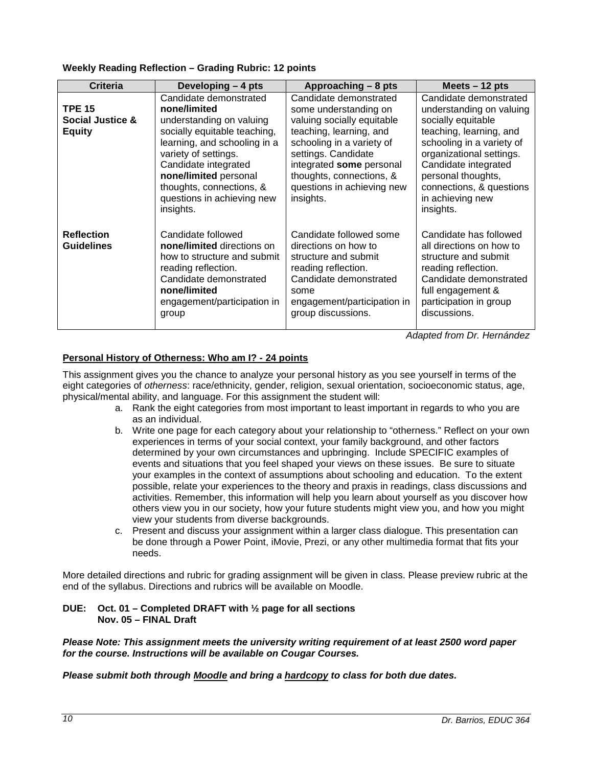**Weekly Reading Reflection – Grading Rubric: 12 points**

| Criteria | Developing – 4 pts | Approaching – 8 pts | Meets – 12 pts |
|---|---|---|---|
| **TPE 15 Social Justice & Equity** | Candidate demonstrated **none/limited** understanding on valuing socially equitable teaching, learning, and schooling in a variety of settings. Candidate integrated **none/limited** personal thoughts, connections, & questions in achieving new insights. | Candidate demonstrated some understanding on valuing socially equitable teaching, learning, and schooling in a variety of settings. Candidate integrated **some** personal thoughts, connections, & questions in achieving new insights. | Candidate demonstrated understanding on valuing socially equitable teaching, learning, and schooling in a variety of organizational settings. Candidate integrated personal thoughts, connections, & questions in achieving new insights. |
| **Reflection Guidelines** | Candidate followed **none/limited** directions on how to structure and submit reading reflection. Candidate demonstrated **none/limited** engagement/participation in group | Candidate followed some directions on how to structure and submit reading reflection. Candidate demonstrated some engagement/participation in group discussions. | Candidate has followed all directions on how to structure and submit reading reflection. Candidate demonstrated full engagement & participation in group discussions. |

*Adapted from Dr. Hernández*

**<u>Personal History of Otherness: Who am I? - 24 points</u>**

This assignment gives you the chance to analyze your personal history as you see yourself in terms of the eight categories of *otherness*: race/ethnicity, gender, religion, sexual orientation, socioeconomic status, age, physical/mental ability, and language. For this assignment the student will:

a. Rank the eight categories from most important to least important in regards to who you are as an individual.
b. Write one page for each category about your relationship to "otherness." Reflect on your own experiences in terms of your social context, your family background, and other factors determined by your own circumstances and upbringing. Include SPECIFIC examples of events and situations that you feel shaped your views on these issues. Be sure to situate your examples in the context of assumptions about schooling and education. To the extent possible, relate your experiences to the theory and praxis in readings, class discussions and activities. Remember, this information will help you learn about yourself as you discover how others view you in our society, how your future students might view you, and how you might view your students from diverse backgrounds.
c. Present and discuss your assignment within a larger class dialogue. This presentation can be done through a Power Point, iMovie, Prezi, or any other multimedia format that fits your needs.

More detailed directions and rubric for grading assignment will be given in class. Please preview rubric at the end of the syllabus. Directions and rubrics will be available on Moodle.

**DUE: Oct. 01 – Completed DRAFT with ½ page for all sections**
**Nov. 05 – FINAL Draft**

***Please Note: This assignment meets the university writing requirement of at least 2500 word paper for the course. Instructions will be available on Cougar Courses.***

***Please submit both through <u>Moodle</u> and bring a <u>hardcopy</u> to class for both due dates.***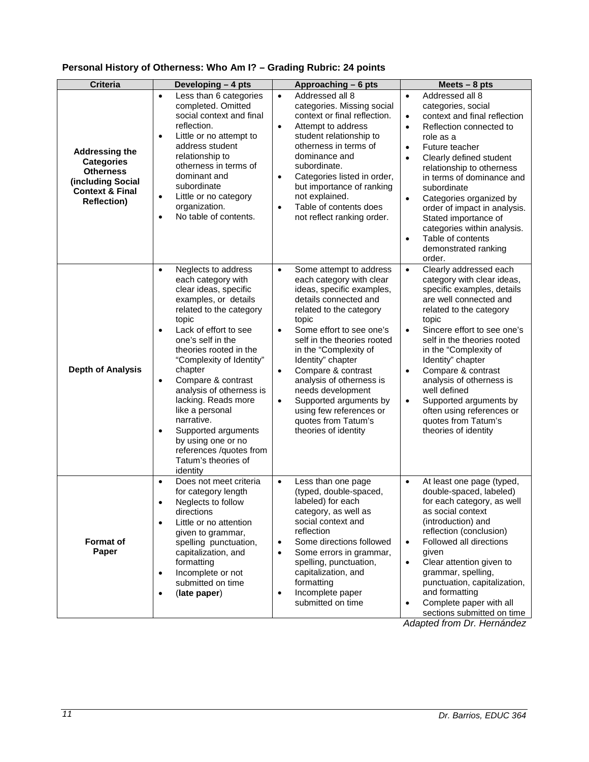**Personal History of Otherness: Who Am I? – Grading Rubric: 24 points**

| Criteria | Developing – 4 pts | Approaching – 6 pts | Meets – 8 pts |
|---|---|---|---|
| **Addressing the Categories Otherness (including Social Context & Final Reflection)** | • Less than 6 categories completed. Omitted social context and final reflection.<br>• Little or no attempt to address student relationship to otherness in terms of dominant and subordinate<br>• Little or no category organization.<br>• No table of contents. | • Addressed all 8 categories. Missing social context or final reflection.<br>• Attempt to address student relationship to otherness in terms of dominance and subordinate.<br>• Categories listed in order, but importance of ranking not explained.<br>• Table of contents does not reflect ranking order. | • Addressed all 8 categories, social<br>• context and final reflection<br>• Reflection connected to role as a<br>• Future teacher<br>• Clearly defined student relationship to otherness in terms of dominance and subordinate<br>• Categories organized by order of impact in analysis. Stated importance of categories within analysis.<br>• Table of contents demonstrated ranking order. |
| **Depth of Analysis** | • Neglects to address each category with clear ideas, specific examples, or details related to the category topic<br>• Lack of effort to see one's self in the theories rooted in the "Complexity of Identity" chapter<br>• Compare & contrast analysis of otherness is lacking. Reads more like a personal narrative.<br>• Supported arguments by using one or no references /quotes from Tatum's theories of identity | • Some attempt to address each category with clear ideas, specific examples, details connected and related to the category topic<br>• Some effort to see one's self in the theories rooted in the "Complexity of Identity" chapter<br>• Compare & contrast analysis of otherness is needs development<br>• Supported arguments by using few references or quotes from Tatum's theories of identity | • Clearly addressed each category with clear ideas, specific examples, details are well connected and related to the category topic<br>• Sincere effort to see one's self in the theories rooted in the "Complexity of Identity" chapter<br>• Compare & contrast analysis of otherness is well defined<br>• Supported arguments by often using references or quotes from Tatum's theories of identity |
| **Format of Paper** | • Does not meet criteria for category length<br>• Neglects to follow directions<br>• Little or no attention given to grammar, spelling punctuation, capitalization, and formatting<br>• Incomplete or not submitted on time<br>• (**late paper**) | • Less than one page (typed, double-spaced, labeled) for each category, as well as social context and reflection<br>• Some directions followed<br>• Some errors in grammar, spelling, punctuation, capitalization, and formatting<br>• Incomplete paper submitted on time | • At least one page (typed, double-spaced, labeled) for each category, as well as social context (introduction) and reflection (conclusion)<br>• Followed all directions given<br>• Clear attention given to grammar, spelling, punctuation, capitalization, and formatting<br>• Complete paper with all sections submitted on time |

*Adapted from Dr. Hernández*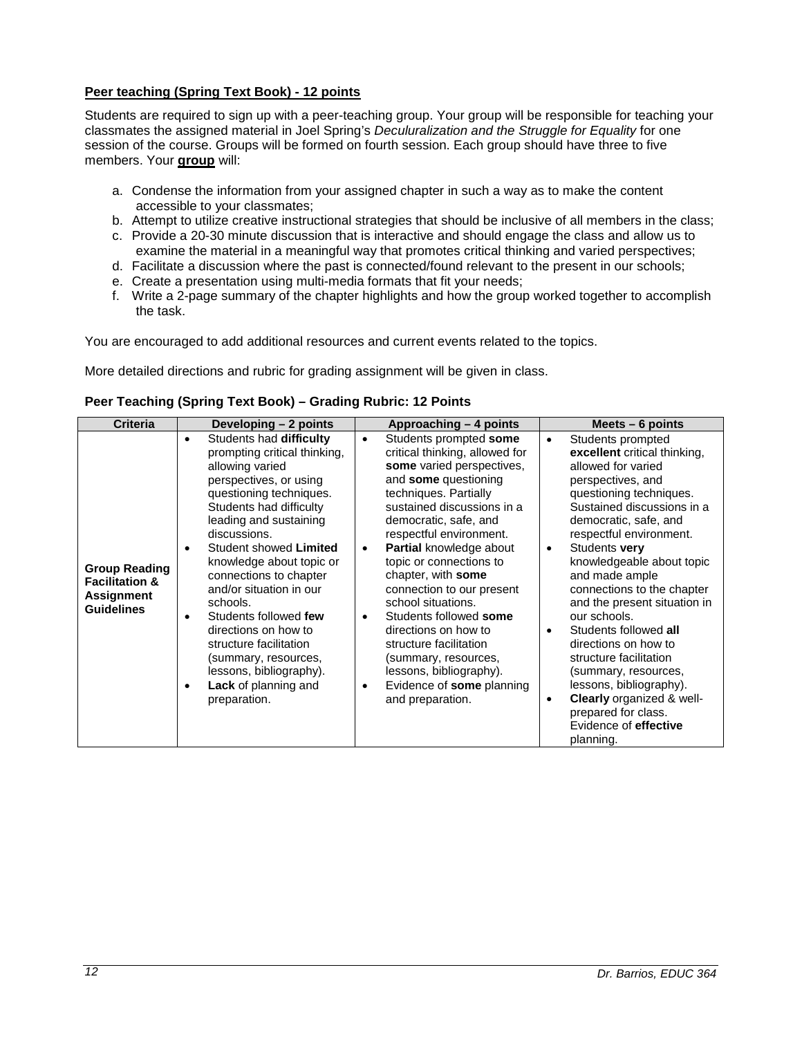**<u>Peer teaching (Spring Text Book) - 12 points</u>**

Students are required to sign up with a peer-teaching group. Your group will be responsible for teaching your classmates the assigned material in Joel Spring's *Deculturalization and the Struggle for Equality* for one session of the course. Groups will be formed on fourth session. Each group should have three to five members. Your **<u>group</u>** will:

a. Condense the information from your assigned chapter in such a way as to make the content accessible to your classmates;
b. Attempt to utilize creative instructional strategies that should be inclusive of all members in the class;
c. Provide a 20-30 minute discussion that is interactive and should engage the class and allow us to examine the material in a meaningful way that promotes critical thinking and varied perspectives;
d. Facilitate a discussion where the past is connected/found relevant to the present in our schools;
e. Create a presentation using multi-media formats that fit your needs;
f. Write a 2-page summary of the chapter highlights and how the group worked together to accomplish the task.

You are encouraged to add additional resources and current events related to the topics.

More detailed directions and rubric for grading assignment will be given in class.

**Peer Teaching (Spring Text Book) – Grading Rubric: 12 Points**

| Criteria | Developing – 2 points | Approaching – 4 points | Meets – 6 points |
|---|---|---|---|
| **Group Reading Facilitation & Assignment Guidelines** | • Students had **difficulty** prompting critical thinking, allowing varied perspectives, or using questioning techniques. Students had difficulty leading and sustaining discussions.<br>• Student showed **Limited** knowledge about topic or connections to chapter and/or situation in our schools.<br>• Students followed **few** directions on how to structure facilitation (summary, resources, lessons, bibliography).<br>• **Lack** of planning and preparation. | • Students prompted **some** critical thinking, allowed for **some** varied perspectives, and **some** questioning techniques. Partially sustained discussions in a democratic, safe, and respectful environment.<br>• **Partial** knowledge about topic or connections to chapter, with **some** connection to our present school situations.<br>• Students followed **some** directions on how to structure facilitation (summary, resources, lessons, bibliography).<br>• Evidence of **some** planning and preparation. | • Students prompted **excellent** critical thinking, allowed for varied perspectives, and questioning techniques. Sustained discussions in a democratic, safe, and respectful environment.<br>• Students **very** knowledgeable about topic and made ample connections to the chapter and the present situation in our schools.<br>• Students followed **all** directions on how to structure facilitation (summary, resources, lessons, bibliography).<br>• **Clearly** organized & well-prepared for class. Evidence of **effective** planning. |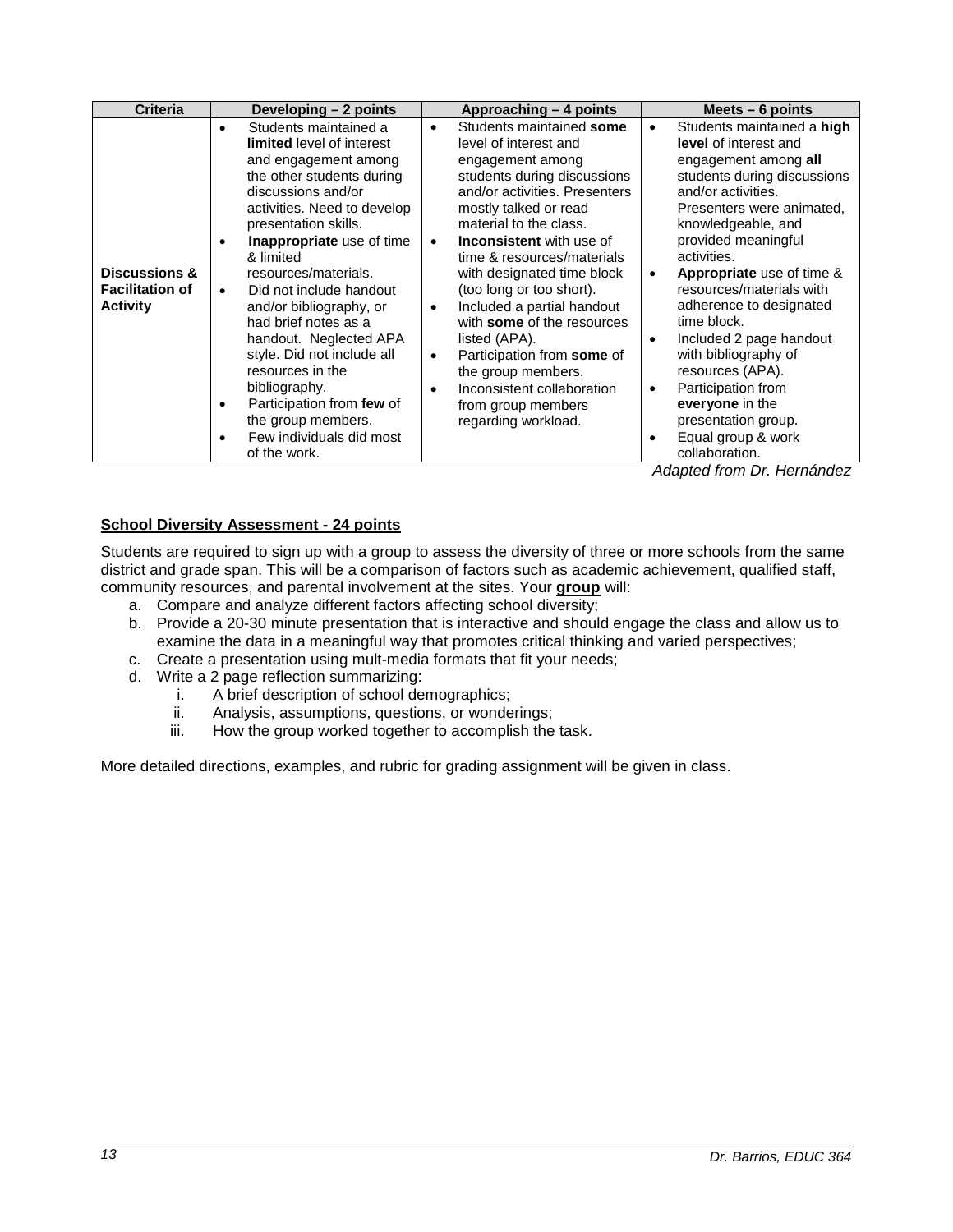| Criteria | Developing – 2 points | Approaching – 4 points | Meets – 6 points |
|---|---|---|---|
| **Discussions & Facilitation of Activity** | • Students maintained a **limited** level of interest and engagement among the other students during discussions and/or activities. Need to develop presentation skills.<br>• **Inappropriate** use of time & limited resources/materials.<br>• Did not include handout and/or bibliography, or had brief notes as a handout. Neglected APA style. Did not include all resources in the bibliography.<br>• Participation from **few** of the group members.<br>• Few individuals did most of the work. | • Students maintained **some** level of interest and engagement among students during discussions and/or activities. Presenters mostly talked or read material to the class.<br>• **Inconsistent** with use of time & resources/materials with designated time block (too long or too short).<br>• Included a partial handout with **some** of the resources listed (APA).<br>• Participation from **some** of the group members.<br>• Inconsistent collaboration from group members regarding workload. | • Students maintained a **high level** of interest and engagement among **all** students during discussions and/or activities. Presenters were animated, knowledgeable, and provided meaningful activities.<br>• **Appropriate** use of time & resources/materials with adherence to designated time block.<br>• Included 2 page handout with bibliography of resources (APA).<br>• Participation from **everyone** in the presentation group.<br>• Equal group & work collaboration. |

*Adapted from Dr. Hernández*

**School Diversity Assessment - 24 points**

Students are required to sign up with a group to assess the diversity of three or more schools from the same district and grade span. This will be a comparison of factors such as academic achievement, qualified staff, community resources, and parental involvement at the sites. Your **group** will:

a. Compare and analyze different factors affecting school diversity;
b. Provide a 20-30 minute presentation that is interactive and should engage the class and allow us to examine the data in a meaningful way that promotes critical thinking and varied perspectives;
c. Create a presentation using mult-media formats that fit your needs;
d. Write a 2 page reflection summarizing:
    i. A brief description of school demographics;
    ii. Analysis, assumptions, questions, or wonderings;
    iii. How the group worked together to accomplish the task.

More detailed directions, examples, and rubric for grading assignment will be given in class.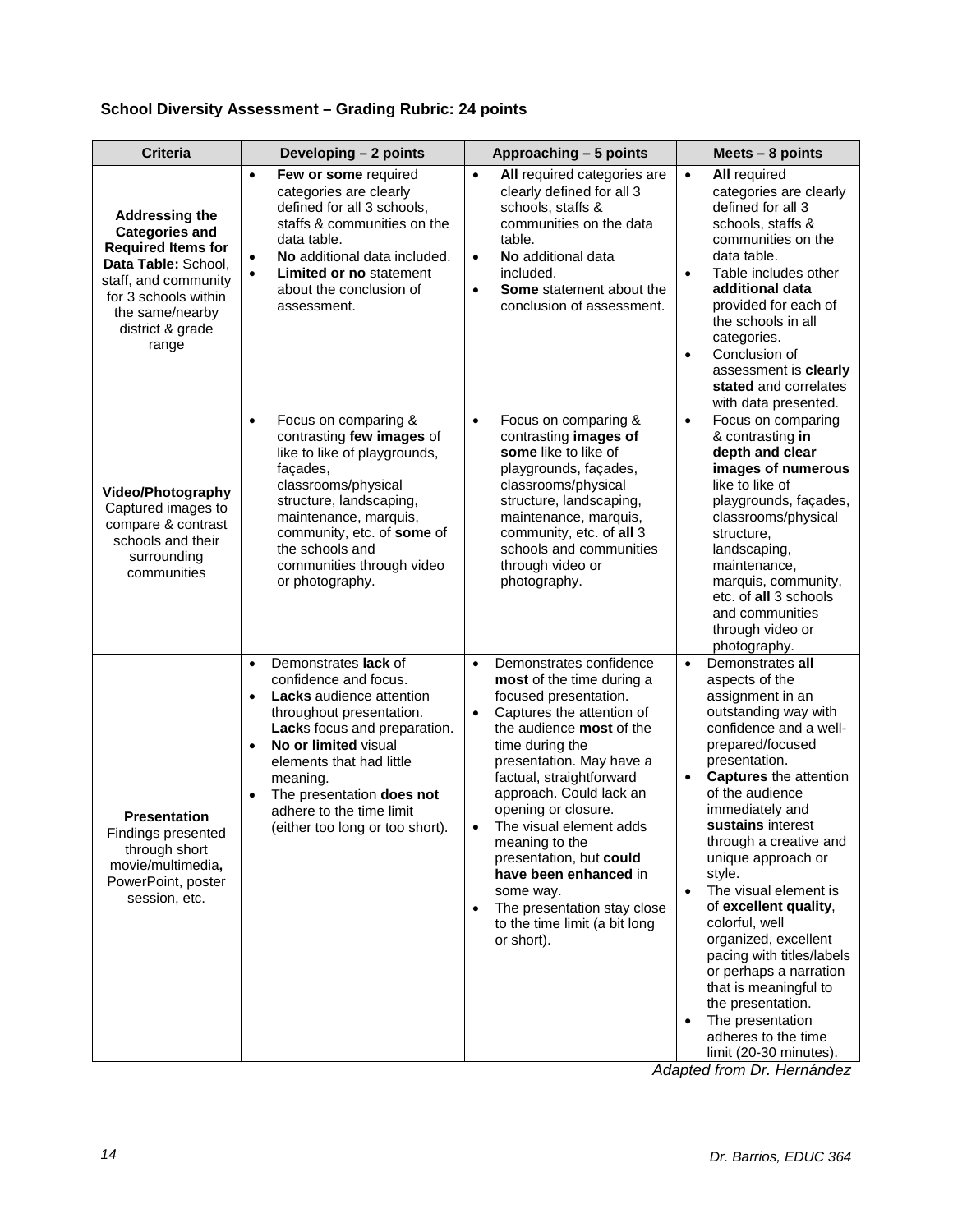**School Diversity Assessment – Grading Rubric: 24 points**

| Criteria | Developing – 2 points | Approaching – 5 points | Meets – 8 points |
|---|---|---|---|
| **Addressing the Categories and Required Items for Data Table:** School, staff, and community for 3 schools within the same/nearby district & grade range | • **Few or some** required categories are clearly defined for all 3 schools, staffs & communities on the data table.<br>• **No** additional data included.<br>• **Limited or no** statement about the conclusion of assessment. | • **All** required categories are clearly defined for all 3 schools, staffs & communities on the data table.<br>• **No** additional data included.<br>• **Some** statement about the conclusion of assessment. | • **All** required categories are clearly defined for all 3 schools, staffs & communities on the data table.<br>• Table includes other **additional data** provided for each of the schools in all categories.<br>• Conclusion of assessment is **clearly stated** and correlates with data presented. |
| **Video/Photography** Captured images to compare & contrast schools and their surrounding communities | • Focus on comparing & contrasting **few images** of like to like of playgrounds, façades, classrooms/physical structure, landscaping, maintenance, marquis, community, etc. of **some** of the schools and communities through video or photography. | • Focus on comparing & contrasting **images of some** like to like of playgrounds, façades, classrooms/physical structure, landscaping, maintenance, marquis, community, etc. of **all** 3 schools and communities through video or photography. | • Focus on comparing & contrasting **in depth and clear images of numerous** like to like of playgrounds, façades, classrooms/physical structure, landscaping, maintenance, marquis, community, etc. of **all** 3 schools and communities through video or photography. |
| **Presentation** Findings presented through short movie/multimedia**,** PowerPoint, poster session, etc. | • Demonstrates **lack** of confidence and focus.<br>• **Lacks** audience attention throughout presentation. **Lack**s focus and preparation.<br>• **No or limited** visual elements that had little meaning.<br>• The presentation **does not** adhere to the time limit (either too long or too short). | • Demonstrates confidence **most** of the time during a focused presentation.<br>• Captures the attention of the audience **most** of the time during the presentation. May have a factual, straightforward approach. Could lack an opening or closure.<br>• The visual element adds meaning to the presentation, but **could have been enhanced** in some way.<br>• The presentation stay close to the time limit (a bit long or short). | • Demonstrates **all** aspects of the assignment in an outstanding way with confidence and a well-prepared/focused presentation.<br>• **Captures** the attention of the audience immediately and **sustains** interest through a creative and unique approach or style.<br>• The visual element is of **excellent quality**, colorful, well organized, excellent pacing with titles/labels or perhaps a narration that is meaningful to the presentation.<br>• The presentation adheres to the time limit (20-30 minutes). |

*Adapted from Dr. Hernández*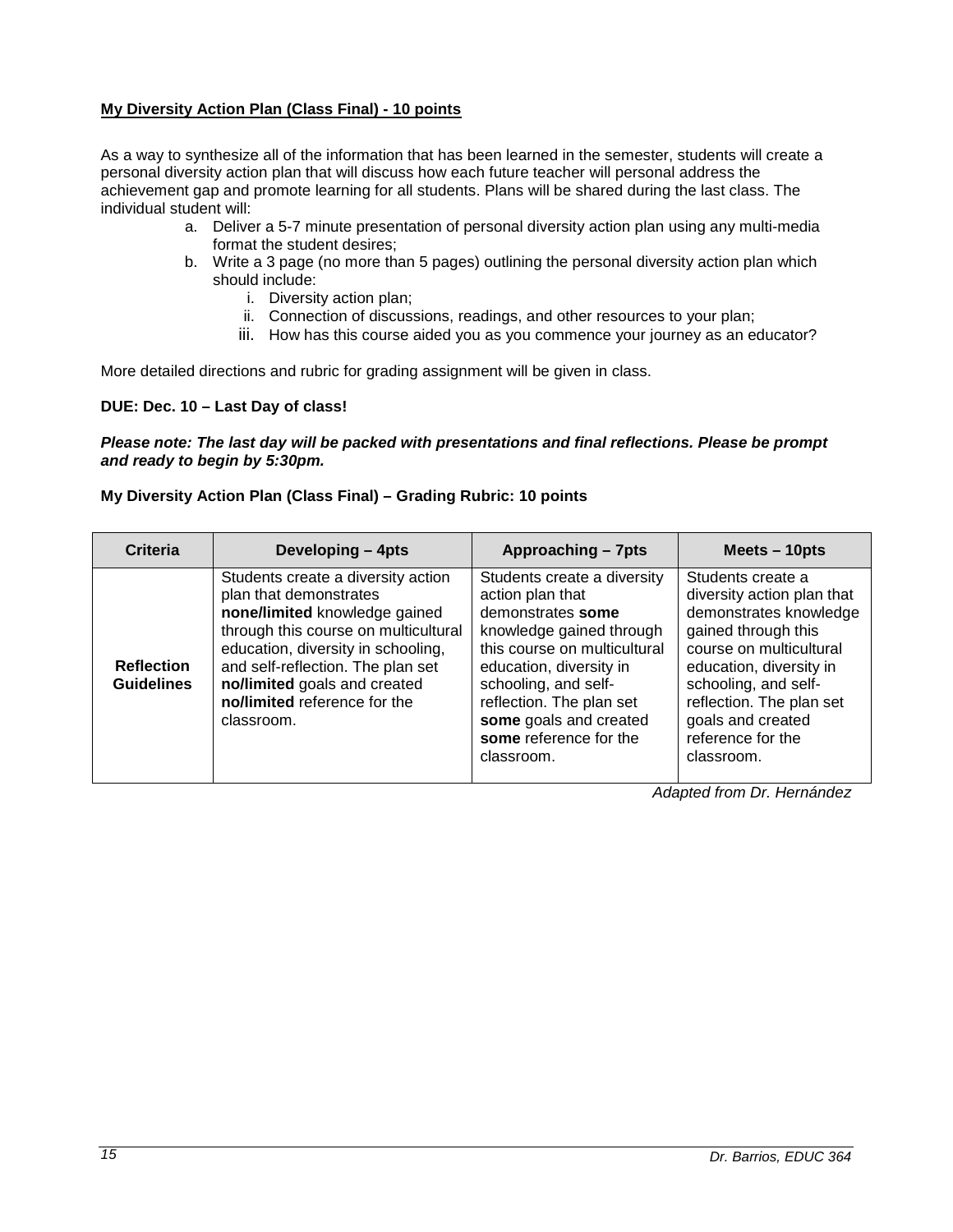**My Diversity Action Plan (Class Final) - 10 points**

As a way to synthesize all of the information that has been learned in the semester, students will create a personal diversity action plan that will discuss how each future teacher will personal address the achievement gap and promote learning for all students. Plans will be shared during the last class. The individual student will:

a. Deliver a 5-7 minute presentation of personal diversity action plan using any multi-media format the student desires;
b. Write a 3 page (no more than 5 pages) outlining the personal diversity action plan which should include:
   i. Diversity action plan;
   ii. Connection of discussions, readings, and other resources to your plan;
   iii. How has this course aided you as you commence your journey as an educator?

More detailed directions and rubric for grading assignment will be given in class.

**DUE: Dec. 10 – Last Day of class!**

***Please note: The last day will be packed with presentations and final reflections. Please be prompt and ready to begin by 5:30pm.***

**My Diversity Action Plan (Class Final) – Grading Rubric: 10 points**

| Criteria | Developing – 4pts | Approaching – 7pts | Meets – 10pts |
|---|---|---|---|
| **Reflection Guidelines** | Students create a diversity action plan that demonstrates **none/limited** knowledge gained through this course on multicultural education, diversity in schooling, and self-reflection. The plan set **no/limited** goals and created **no/limited** reference for the classroom. | Students create a diversity action plan that demonstrates **some** knowledge gained through this course on multicultural education, diversity in schooling, and self-reflection. The plan set **some** goals and created **some** reference for the classroom. | Students create a diversity action plan that demonstrates knowledge gained through this course on multicultural education, diversity in schooling, and self-reflection. The plan set goals and created reference for the classroom. |

*Adapted from Dr. Hernández*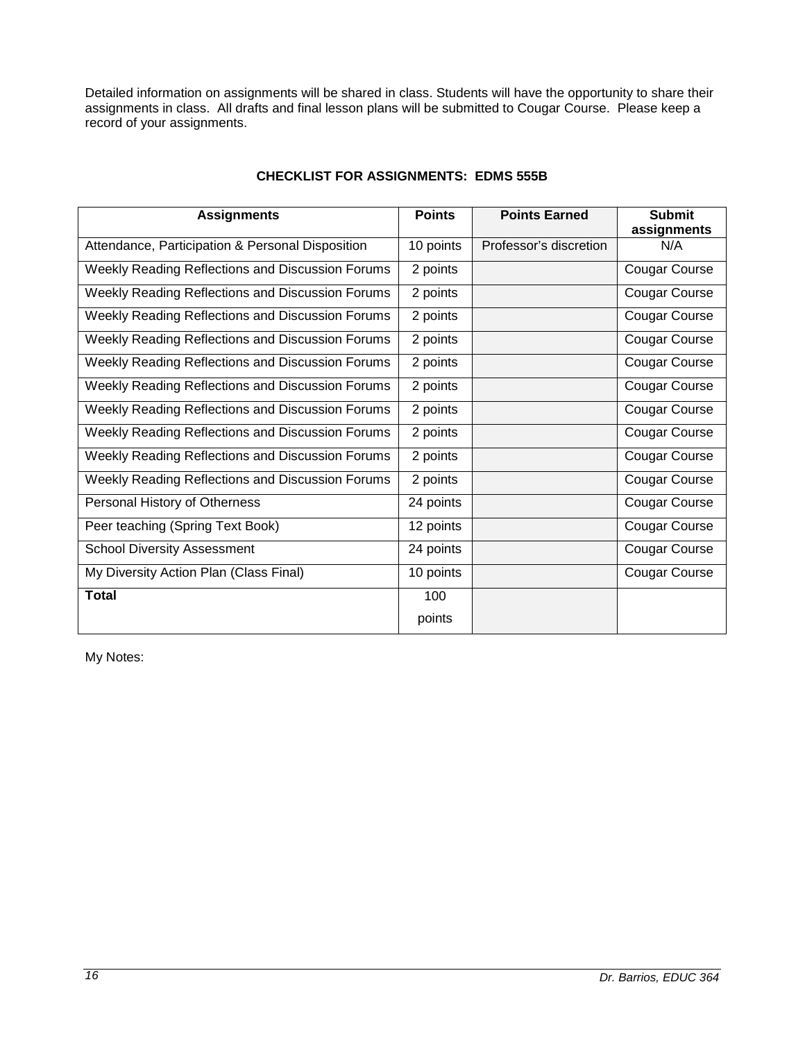Detailed information on assignments will be shared in class. Students will have the opportunity to share their assignments in class. All drafts and final lesson plans will be submitted to Cougar Course. Please keep a record of your assignments.

**CHECKLIST FOR ASSIGNMENTS: EDMS 555B**

| Assignments | Points | Points Earned | Submit assignments |
|---|---|---|---|
| Attendance, Participation & Personal Disposition | 10 points | Professor's discretion | N/A |
| Weekly Reading Reflections and Discussion Forums | 2 points | | Cougar Course |
| Weekly Reading Reflections and Discussion Forums | 2 points | | Cougar Course |
| Weekly Reading Reflections and Discussion Forums | 2 points | | Cougar Course |
| Weekly Reading Reflections and Discussion Forums | 2 points | | Cougar Course |
| Weekly Reading Reflections and Discussion Forums | 2 points | | Cougar Course |
| Weekly Reading Reflections and Discussion Forums | 2 points | | Cougar Course |
| Weekly Reading Reflections and Discussion Forums | 2 points | | Cougar Course |
| Weekly Reading Reflections and Discussion Forums | 2 points | | Cougar Course |
| Weekly Reading Reflections and Discussion Forums | 2 points | | Cougar Course |
| Weekly Reading Reflections and Discussion Forums | 2 points | | Cougar Course |
| Personal History of Otherness | 24 points | | Cougar Course |
| Peer teaching (Spring Text Book) | 12 points | | Cougar Course |
| School Diversity Assessment | 24 points | | Cougar Course |
| My Diversity Action Plan (Class Final) | 10 points | | Cougar Course |
| **Total** | 100 points | | |

My Notes: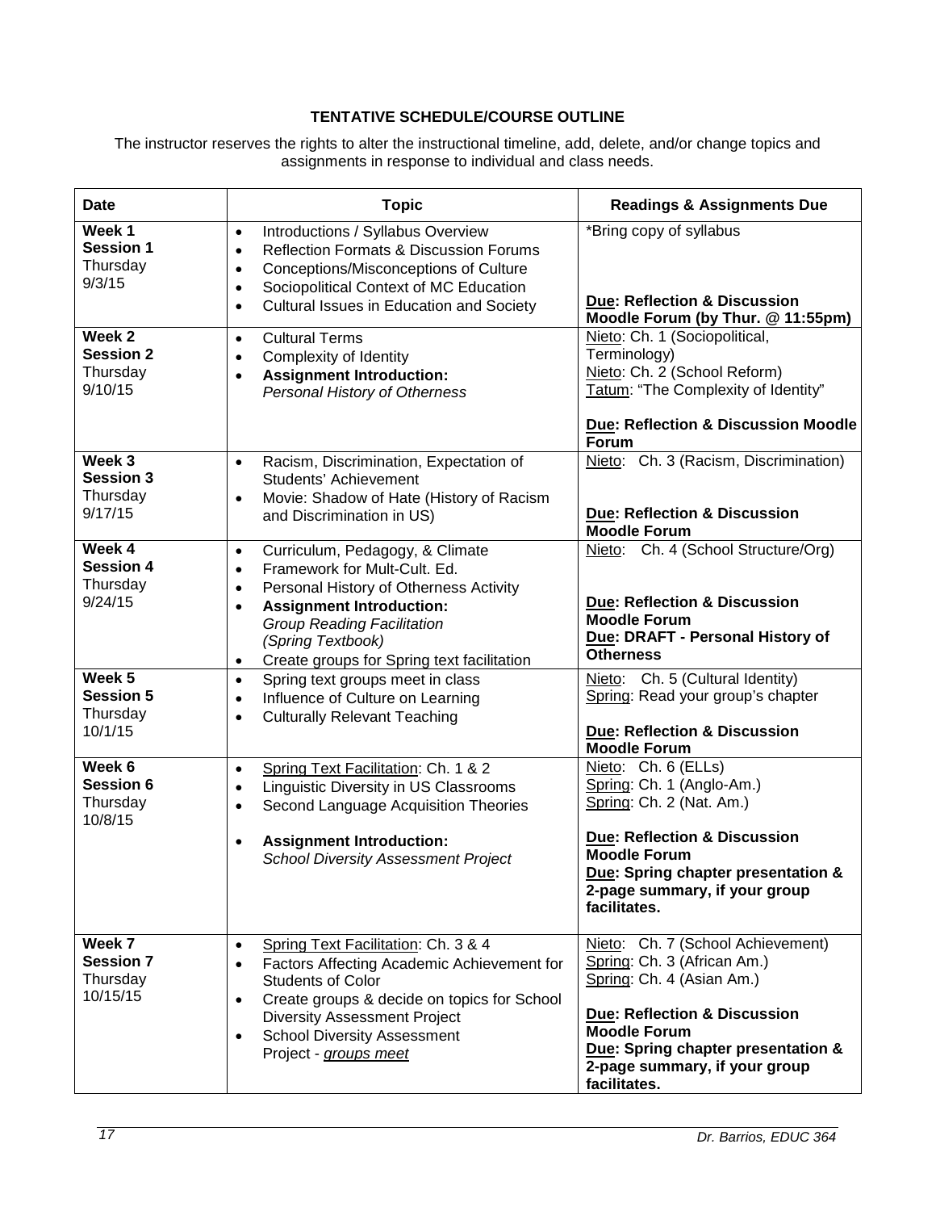**TENTATIVE SCHEDULE/COURSE OUTLINE**

The instructor reserves the rights to alter the instructional timeline, add, delete, and/or change topics and assignments in response to individual and class needs.

| Date | Topic | Readings & Assignments Due |
|---|---|---|
| **Week 1**<br>**Session 1**<br>Thursday<br>9/3/15 | • Introductions / Syllabus Overview<br>• Reflection Formats & Discussion Forums<br>• Conceptions/Misconceptions of Culture<br>• Sociopolitical Context of MC Education<br>• Cultural Issues in Education and Society | *Bring copy of syllabus<br><br>**Due: Reflection & Discussion Moodle Forum (by Thur. @ 11:55pm)** |
| **Week 2**<br>**Session 2**<br>Thursday<br>9/10/15 | • Cultural Terms<br>• Complexity of Identity<br>• **Assignment Introduction:** *Personal History of Otherness* | Nieto: Ch. 1 (Sociopolitical, Terminology)<br>Nieto: Ch. 2 (School Reform)<br>Tatum: "The Complexity of Identity"<br><br>**Due: Reflection & Discussion Moodle Forum** |
| **Week 3**<br>**Session 3**<br>Thursday<br>9/17/15 | • Racism, Discrimination, Expectation of Students' Achievement<br>• Movie: Shadow of Hate (History of Racism and Discrimination in US) | Nieto: Ch. 3 (Racism, Discrimination)<br><br>**Due: Reflection & Discussion Moodle Forum** |
| **Week 4**<br>**Session 4**<br>Thursday<br>9/24/15 | • Curriculum, Pedagogy, & Climate<br>• Framework for Mult-Cult. Ed.<br>• Personal History of Otherness Activity<br>• **Assignment Introduction:** *Group Reading Facilitation (Spring Textbook)*<br>• Create groups for Spring text facilitation | Nieto: Ch. 4 (School Structure/Org)<br><br>**Due: Reflection & Discussion Moodle Forum**<br>**Due: DRAFT - Personal History of Otherness** |
| **Week 5**<br>**Session 5**<br>Thursday<br>10/1/15 | • Spring text groups meet in class<br>• Influence of Culture on Learning<br>• Culturally Relevant Teaching | Nieto: Ch. 5 (Cultural Identity)<br>Spring: Read your group's chapter<br><br>**Due: Reflection & Discussion Moodle Forum** |
| **Week 6**<br>**Session 6**<br>Thursday<br>10/8/15 | • Spring Text Facilitation: Ch. 1 & 2<br>• Linguistic Diversity in US Classrooms<br>• Second Language Acquisition Theories<br><br>• **Assignment Introduction:** *School Diversity Assessment Project* | Nieto: Ch. 6 (ELLs)<br>Spring: Ch. 1 (Anglo-Am.)<br>Spring: Ch. 2 (Nat. Am.)<br><br>**Due: Reflection & Discussion Moodle Forum**<br>**Due: Spring chapter presentation & 2-page summary, if your group facilitates.** |
| **Week 7**<br>**Session 7**<br>Thursday<br>10/15/15 | • Spring Text Facilitation: Ch. 3 & 4<br>• Factors Affecting Academic Achievement for Students of Color<br>• Create groups & decide on topics for School Diversity Assessment Project<br>• School Diversity Assessment Project - *groups meet* | Nieto: Ch. 7 (School Achievement)<br>Spring: Ch. 3 (African Am.)<br>Spring: Ch. 4 (Asian Am.)<br><br>**Due: Reflection & Discussion Moodle Forum**<br>**Due: Spring chapter presentation & 2-page summary, if your group facilitates.** |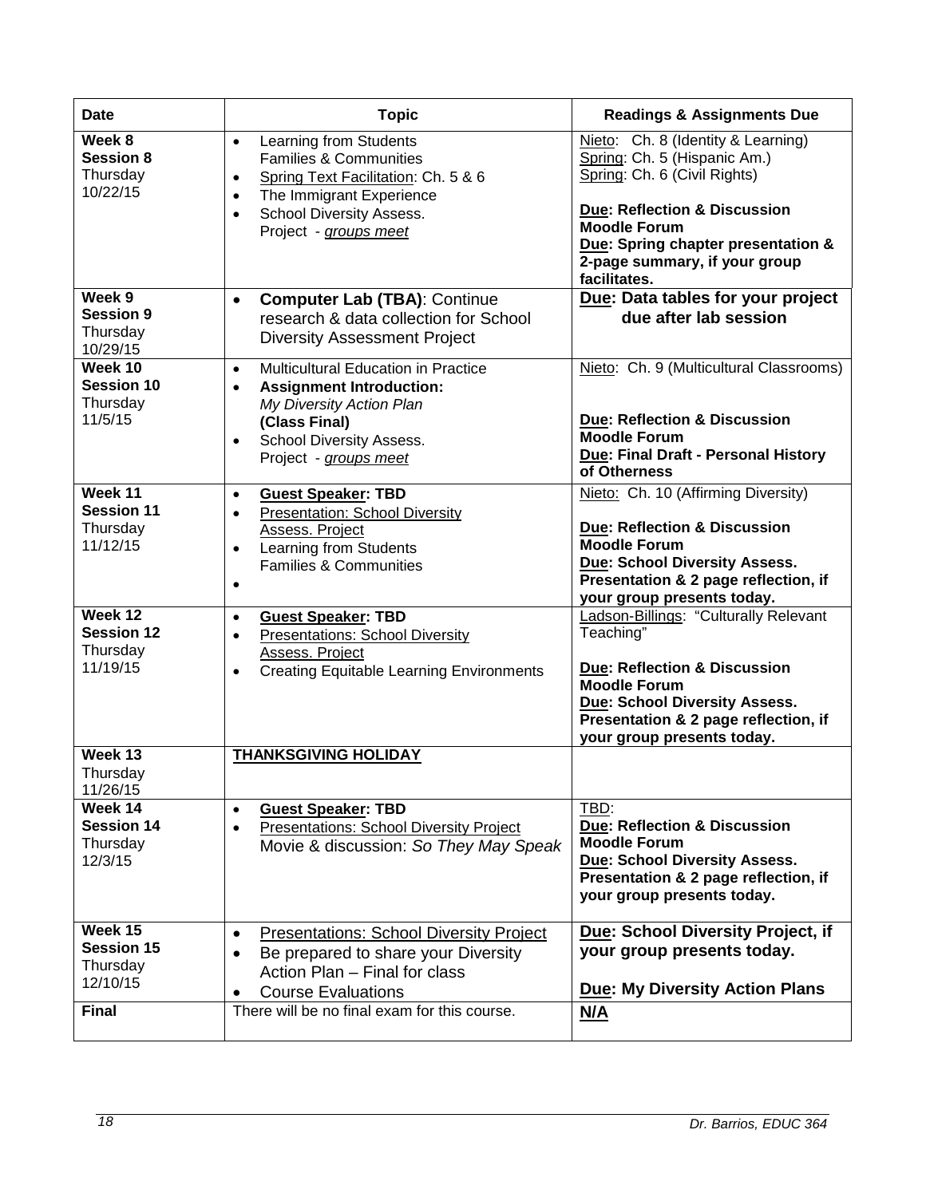| Date | Topic | Readings & Assignments Due |
|---|---|---|
| **Week 8** **Session 8** Thursday 10/22/15 | • Learning from Students Families & Communities • Spring Text Facilitation: Ch. 5 & 6 • The Immigrant Experience • School Diversity Assess. Project - *groups meet* | Nieto: Ch. 8 (Identity & Learning) Spring: Ch. 5 (Hispanic Am.) Spring: Ch. 6 (Civil Rights) **Due: Reflection & Discussion Moodle Forum** **Due: Spring chapter presentation & 2-page summary, if your group facilitates.** |
| **Week 9** **Session 9** Thursday 10/29/15 | • **Computer Lab (TBA)**: Continue research & data collection for School Diversity Assessment Project | **Due: Data tables for your project due after lab session** |
| **Week 10** **Session 10** Thursday 11/5/15 | • Multicultural Education in Practice • **Assignment Introduction:** *My Diversity Action Plan* **(Class Final)** • School Diversity Assess. Project - *groups meet* | Nieto: Ch. 9 (Multicultural Classrooms) **Due: Reflection & Discussion Moodle Forum** **Due: Final Draft - Personal History of Otherness** |
| **Week 11** **Session 11** Thursday 11/12/15 | • **Guest Speaker: TBD** • Presentation: School Diversity Assess. Project • Learning from Students Families & Communities • | Nieto: Ch. 10 (Affirming Diversity) **Due: Reflection & Discussion Moodle Forum** **Due: School Diversity Assess. Presentation & 2 page reflection, if your group presents today.** |
| **Week 12** **Session 12** Thursday 11/19/15 | • **Guest Speaker: TBD** • Presentations: School Diversity Assess. Project • Creating Equitable Learning Environments | Ladson-Billings: "Culturally Relevant Teaching" **Due: Reflection & Discussion Moodle Forum** **Due: School Diversity Assess. Presentation & 2 page reflection, if your group presents today.** |
| **Week 13** Thursday 11/26/15 | **THANKSGIVING HOLIDAY** | |
| **Week 14** **Session 14** Thursday 12/3/15 | • **Guest Speaker: TBD** • Presentations: School Diversity Project Movie & discussion: *So They May Speak* | TBD: **Due: Reflection & Discussion Moodle Forum** **Due: School Diversity Assess. Presentation & 2 page reflection, if your group presents today.** |
| **Week 15** **Session 15** Thursday 12/10/15 | • Presentations: School Diversity Project • Be prepared to share your Diversity Action Plan – Final for class • Course Evaluations | **Due: School Diversity Project, if your group presents today.** **Due: My Diversity Action Plans** |
| **Final** | There will be no final exam for this course. | **N/A** |